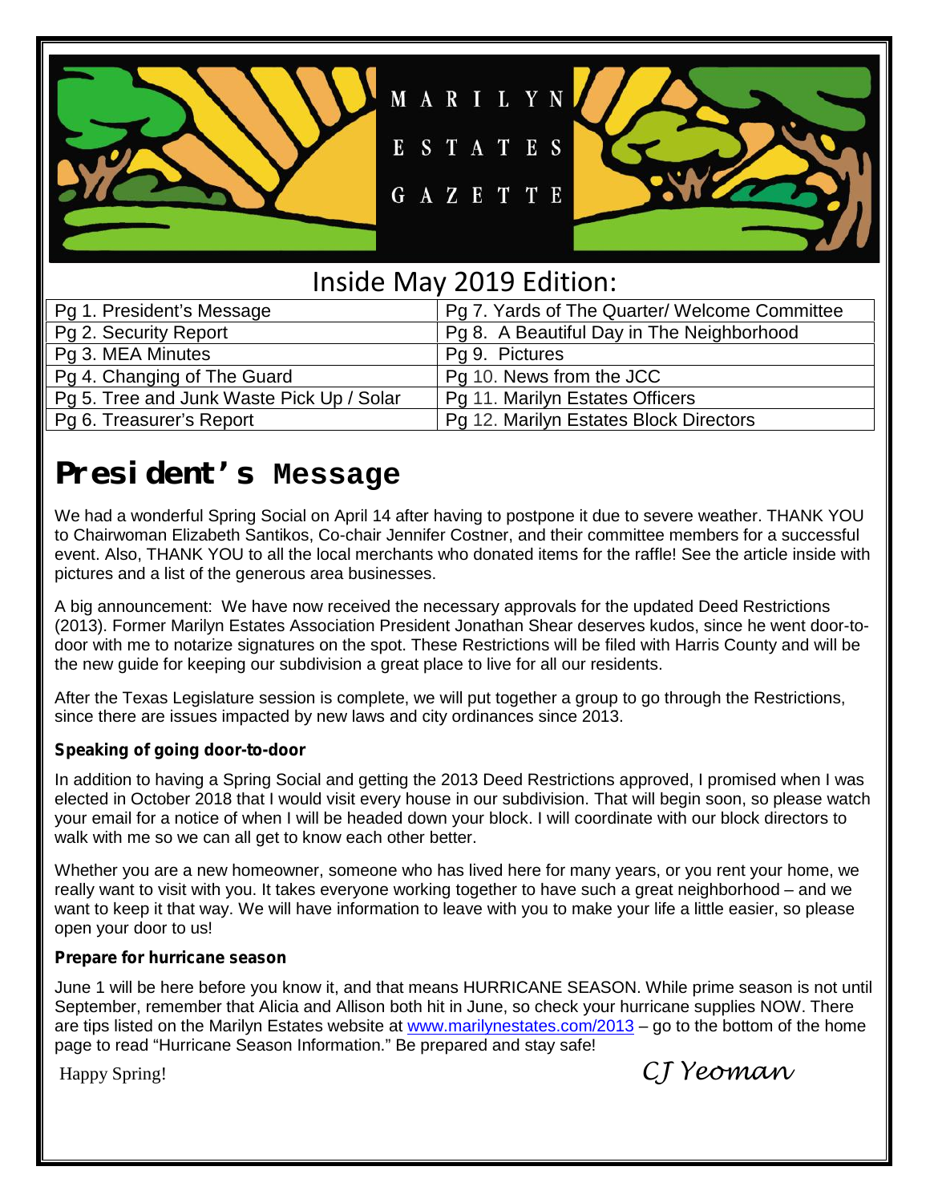# MARILYN ESTATES GAZETTE

## Inside May 2019 Edition:

| | |
|---|---|
| Pg 1. President's Message | Pg 7. Yards of The Quarter/ Welcome Committee |
| Pg 2. Security Report | Pg 8. A Beautiful Day in The Neighborhood |
| Pg 3. MEA Minutes | Pg 9. Pictures |
| Pg 4. Changing of The Guard | Pg 10. News from the JCC |
| Pg 5. Tree and Junk Waste Pick Up / Solar | Pg 11. Marilyn Estates Officers |
| Pg 6. Treasurer's Report | Pg 12. Marilyn Estates Block Directors |

# President's Message

We had a wonderful Spring Social on April 14 after having to postpone it due to severe weather. THANK YOU to Chairwoman Elizabeth Santikos, Co-chair Jennifer Costner, and their committee members for a successful event. Also, THANK YOU to all the local merchants who donated items for the raffle! See the article inside with pictures and a list of the generous area businesses.

A big announcement: We have now received the necessary approvals for the updated Deed Restrictions (2013). Former Marilyn Estates Association President Jonathan Shear deserves kudos, since he went door-to-door with me to notarize signatures on the spot. These Restrictions will be filed with Harris County and will be the new guide for keeping our subdivision a great place to live for all our residents.

After the Texas Legislature session is complete, we will put together a group to go through the Restrictions, since there are issues impacted by new laws and city ordinances since 2013.

**Speaking of going door-to-door**

In addition to having a Spring Social and getting the 2013 Deed Restrictions approved, I promised when I was elected in October 2018 that I would visit every house in our subdivision. That will begin soon, so please watch your email for a notice of when I will be headed down your block. I will coordinate with our block directors to walk with me so we can all get to know each other better.

Whether you are a new homeowner, someone who has lived here for many years, or you rent your home, we really want to visit with you. It takes everyone working together to have such a great neighborhood – and we want to keep it that way. We will have information to leave with you to make your life a little easier, so please open your door to us!

**Prepare for hurricane season**

June 1 will be here before you know it, and that means HURRICANE SEASON. While prime season is not until September, remember that Alicia and Allison both hit in June, so check your hurricane supplies NOW. There are tips listed on the Marilyn Estates website at www.marilynestates.com/2013 – go to the bottom of the home page to read "Hurricane Season Information." Be prepared and stay safe!

Happy Spring!

*CJ Yeoman*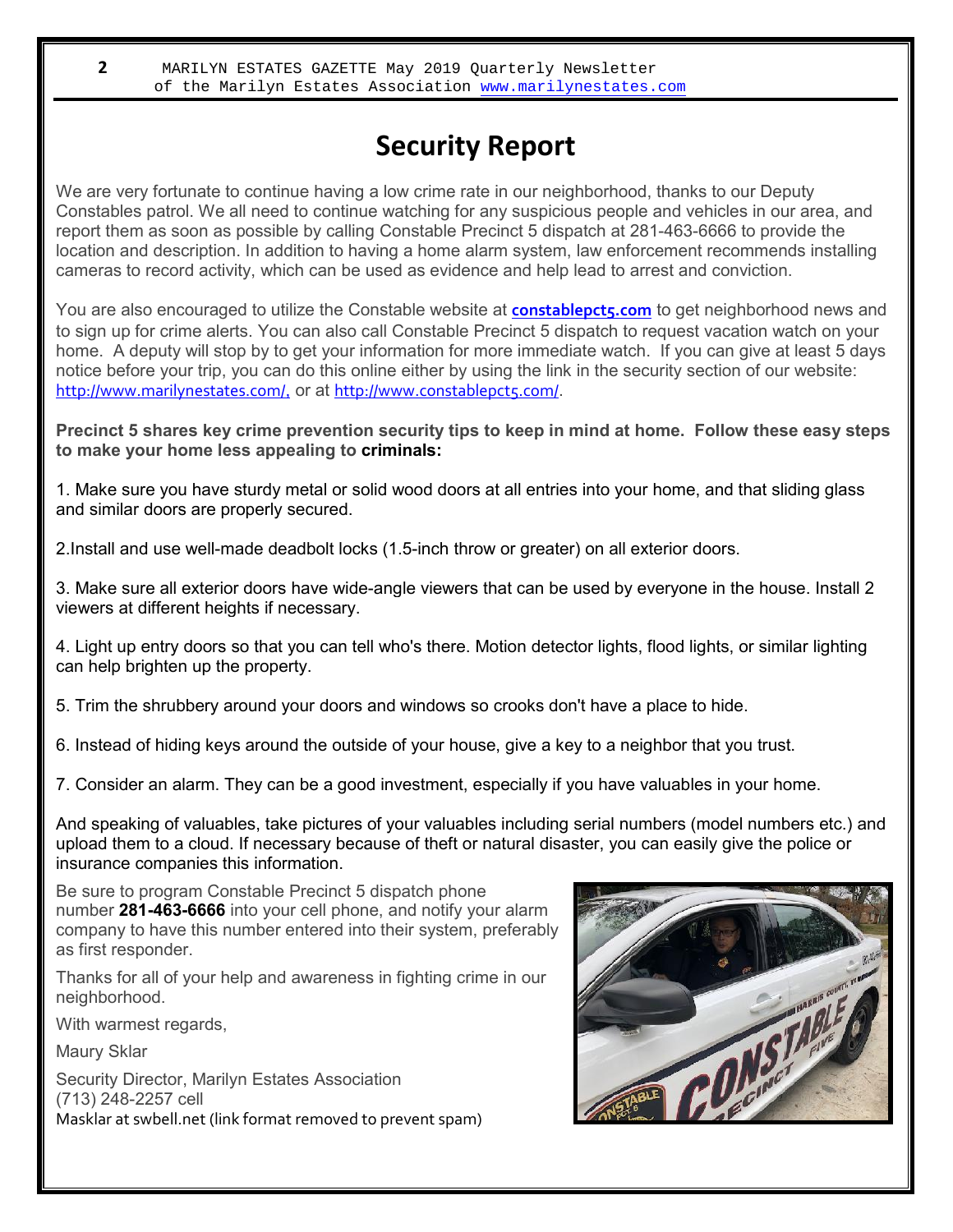# Security Report

We are very fortunate to continue having a low crime rate in our neighborhood, thanks to our Deputy Constables patrol. We all need to continue watching for any suspicious people and vehicles in our area, and report them as soon as possible by calling Constable Precinct 5 dispatch at 281-463-6666 to provide the location and description. In addition to having a home alarm system, law enforcement recommends installing cameras to record activity, which can be used as evidence and help lead to arrest and conviction.

You are also encouraged to utilize the Constable website at **constablepct5.com** to get neighborhood news and to sign up for crime alerts. You can also call Constable Precinct 5 dispatch to request vacation watch on your home. A deputy will stop by to get your information for more immediate watch. If you can give at least 5 days notice before your trip, you can do this online either by using the link in the security section of our website: http://www.marilynestates.com/, or at http://www.constablepct5.com/.

**Precinct 5 shares key crime prevention security tips to keep in mind at home. Follow these easy steps to make your home less appealing to criminals:**

1. Make sure you have sturdy metal or solid wood doors at all entries into your home, and that sliding glass and similar doors are properly secured.

2. Install and use well-made deadbolt locks (1.5-inch throw or greater) on all exterior doors.

3. Make sure all exterior doors have wide-angle viewers that can be used by everyone in the house. Install 2 viewers at different heights if necessary.

4. Light up entry doors so that you can tell who's there. Motion detector lights, flood lights, or similar lighting can help brighten up the property.

5. Trim the shrubbery around your doors and windows so crooks don't have a place to hide.

6. Instead of hiding keys around the outside of your house, give a key to a neighbor that you trust.

7. Consider an alarm. They can be a good investment, especially if you have valuables in your home.

And speaking of valuables, take pictures of your valuables including serial numbers (model numbers etc.) and upload them to a cloud. If necessary because of theft or natural disaster, you can easily give the police or insurance companies this information.

Be sure to program Constable Precinct 5 dispatch phone number **281-463-6666** into your cell phone, and notify your alarm company to have this number entered into their system, preferably as first responder.

Thanks for all of your help and awareness in fighting crime in our neighborhood.

With warmest regards,

Maury Sklar

Security Director, Marilyn Estates Association
(713) 248-2257 cell
Masklar at swbell.net (link format removed to prevent spam)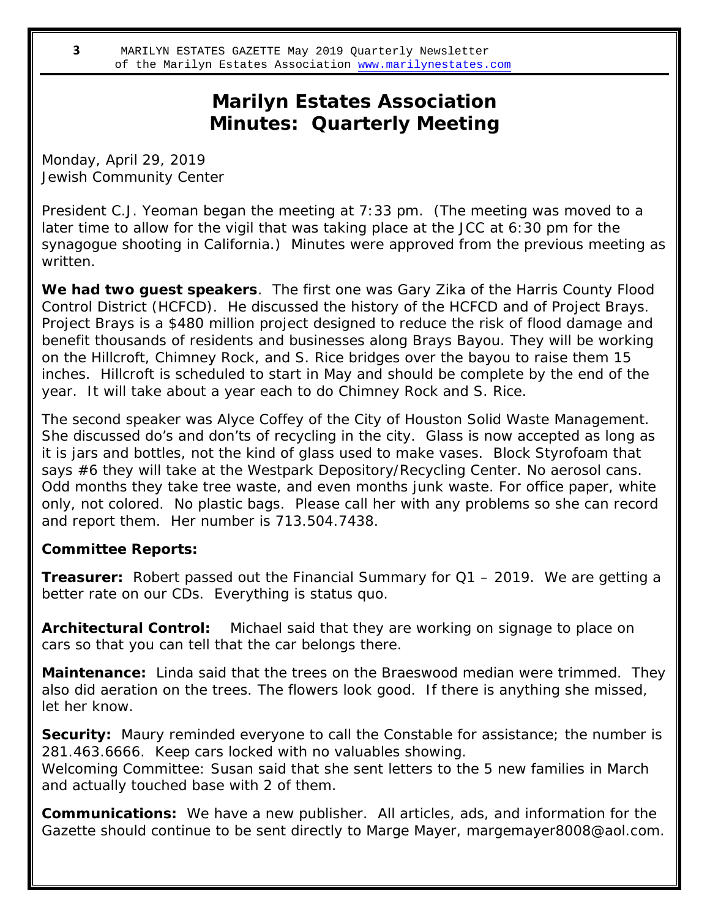# Marilyn Estates Association
## Minutes: Quarterly Meeting

Monday, April 29, 2019
Jewish Community Center

President C.J. Yeoman began the meeting at 7:33 pm. (The meeting was moved to a later time to allow for the vigil that was taking place at the JCC at 6:30 pm for the synagogue shooting in California.) Minutes were approved from the previous meeting as written.

**We had two guest speakers**. The first one was Gary Zika of the Harris County Flood Control District (HCFCD). He discussed the history of the HCFCD and of Project Brays. Project Brays is a $480 million project designed to reduce the risk of flood damage and benefit thousands of residents and businesses along Brays Bayou. They will be working on the Hillcroft, Chimney Rock, and S. Rice bridges over the bayou to raise them 15 inches. Hillcroft is scheduled to start in May and should be complete by the end of the year. It will take about a year each to do Chimney Rock and S. Rice.

The second speaker was Alyce Coffey of the City of Houston Solid Waste Management. She discussed do's and don'ts of recycling in the city. Glass is now accepted as long as it is jars and bottles, not the kind of glass used to make vases. Block Styrofoam that says #6 they will take at the Westpark Depository/Recycling Center. No aerosol cans. Odd months they take tree waste, and even months junk waste. For office paper, white only, not colored. No plastic bags. Please call her with any problems so she can record and report them. Her number is 713.504.7438.

**Committee Reports:**

**Treasurer:** Robert passed out the Financial Summary for Q1 – 2019. We are getting a better rate on our CDs. Everything is status quo.

**Architectural Control:** Michael said that they are working on signage to place on cars so that you can tell that the car belongs there.

**Maintenance:** Linda said that the trees on the Braeswood median were trimmed. They also did aeration on the trees. The flowers look good. If there is anything she missed, let her know.

**Security:** Maury reminded everyone to call the Constable for assistance; the number is 281.463.6666. Keep cars locked with no valuables showing.
Welcoming Committee: Susan said that she sent letters to the 5 new families in March and actually touched base with 2 of them.

**Communications:** We have a new publisher. All articles, ads, and information for the Gazette should continue to be sent directly to Marge Mayer, margemayer8008@aol.com.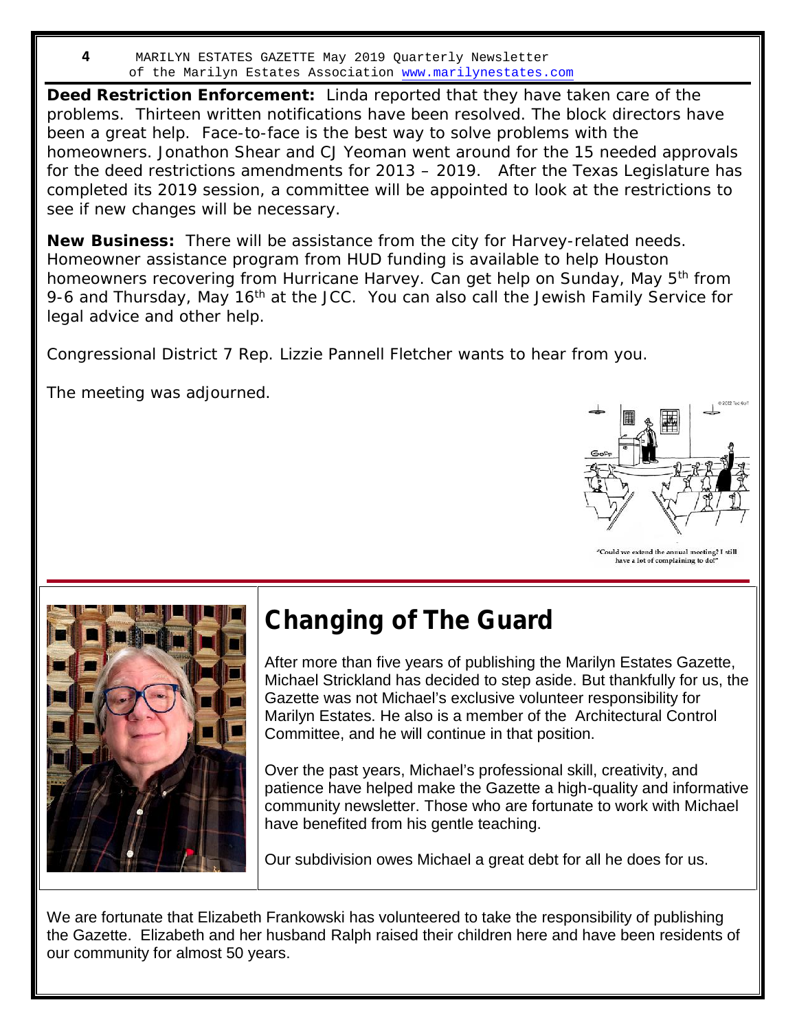**Deed Restriction Enforcement:** Linda reported that they have taken care of the problems. Thirteen written notifications have been resolved. The block directors have been a great help. Face-to-face is the best way to solve problems with the homeowners. Jonathon Shear and CJ Yeoman went around for the 15 needed approvals for the deed restrictions amendments for 2013 – 2019. After the Texas Legislature has completed its 2019 session, a committee will be appointed to look at the restrictions to see if new changes will be necessary.

**New Business:** There will be assistance from the city for Harvey-related needs. Homeowner assistance program from HUD funding is available to help Houston homeowners recovering from Hurricane Harvey. Can get help on Sunday, May 5th from 9-6 and Thursday, May 16th at the JCC. You can also call the Jewish Family Service for legal advice and other help.

Congressional District 7 Rep. Lizzie Pannell Fletcher wants to hear from you.

The meeting was adjourned.

"Could we extend the annual meeting? I still have a lot of complaining to do!"

## Changing of The Guard

After more than five years of publishing the Marilyn Estates Gazette, Michael Strickland has decided to step aside. But thankfully for us, the Gazette was not Michael's exclusive volunteer responsibility for Marilyn Estates. He also is a member of the Architectural Control Committee, and he will continue in that position.

Over the past years, Michael's professional skill, creativity, and patience have helped make the Gazette a high-quality and informative community newsletter. Those who are fortunate to work with Michael have benefited from his gentle teaching.

Our subdivision owes Michael a great debt for all he does for us.

We are fortunate that Elizabeth Frankowski has volunteered to take the responsibility of publishing the Gazette. Elizabeth and her husband Ralph raised their children here and have been residents of our community for almost 50 years.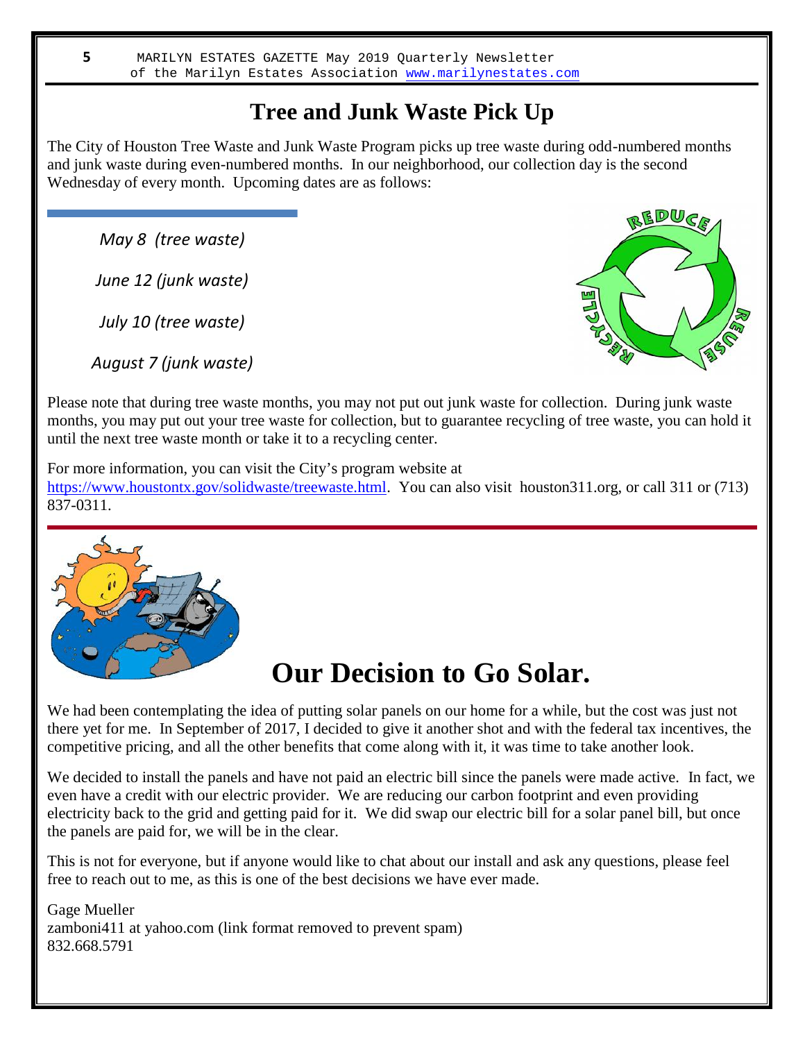## Tree and Junk Waste Pick Up

The City of Houston Tree Waste and Junk Waste Program picks up tree waste during odd-numbered months and junk waste during even-numbered months. In our neighborhood, our collection day is the second Wednesday of every month. Upcoming dates are as follows:

*May 8 (tree waste)*

*June 12 (junk waste)*

*July 10 (tree waste)*

*August 7 (junk waste)*

Please note that during tree waste months, you may not put out junk waste for collection. During junk waste months, you may put out your tree waste for collection, but to guarantee recycling of tree waste, you can hold it until the next tree waste month or take it to a recycling center.

For more information, you can visit the City's program website at https://www.houstontx.gov/solidwaste/treewaste.html. You can also visit houston311.org, or call 311 or (713) 837-0311.

# Our Decision to Go Solar.

We had been contemplating the idea of putting solar panels on our home for a while, but the cost was just not there yet for me. In September of 2017, I decided to give it another shot and with the federal tax incentives, the competitive pricing, and all the other benefits that come along with it, it was time to take another look.

We decided to install the panels and have not paid an electric bill since the panels were made active. In fact, we even have a credit with our electric provider. We are reducing our carbon footprint and even providing electricity back to the grid and getting paid for it. We did swap our electric bill for a solar panel bill, but once the panels are paid for, we will be in the clear.

This is not for everyone, but if anyone would like to chat about our install and ask any questions, please feel free to reach out to me, as this is one of the best decisions we have ever made.

Gage Mueller
zamboni411 at yahoo.com (link format removed to prevent spam)
832.668.5791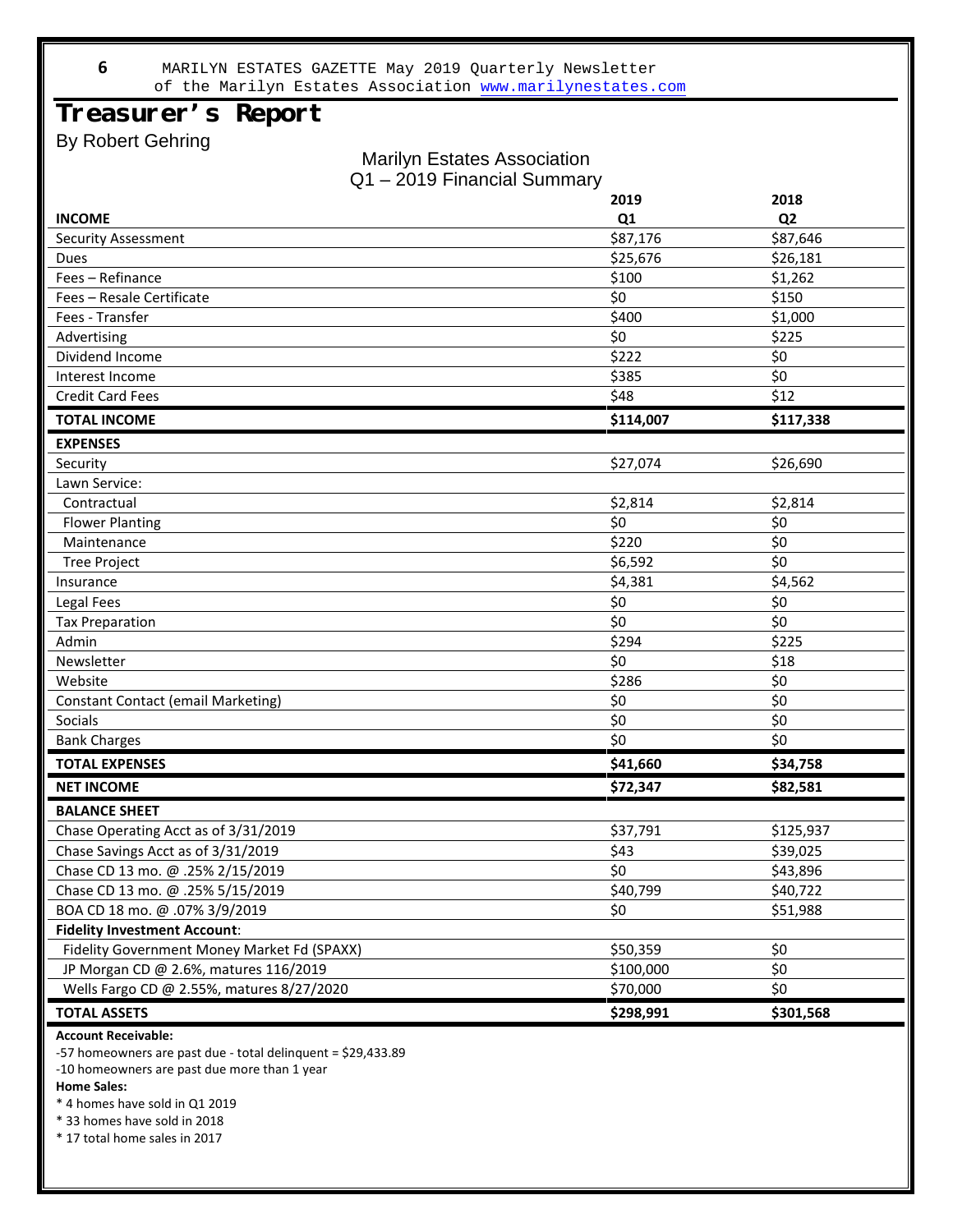# Treasurer's Report

By Robert Gehring

Marilyn Estates Association
Q1 – 2019 Financial Summary

| INCOME | 2019 Q1 | 2018 Q2 |
|---|---|---|
| Security Assessment | $87,176 | $87,646 |
| Dues | $25,676 | $26,181 |
| Fees – Refinance | $100 | $1,262 |
| Fees – Resale Certificate | $0 | $150 |
| Fees - Transfer | $400 | $1,000 |
| Advertising | $0 | $225 |
| Dividend Income | $222 | $0 |
| Interest Income | $385 | $0 |
| Credit Card Fees | $48 | $12 |
| **TOTAL INCOME** | **$114,007** | **$117,338** |
| **EXPENSES** | | |
| Security | $27,074 | $26,690 |
| Lawn Service: | | |
| Contractual | $2,814 | $2,814 |
| Flower Planting | $0 | $0 |
| Maintenance | $220 | $0 |
| Tree Project | $6,592 | $0 |
| Insurance | $4,381 | $4,562 |
| Legal Fees | $0 | $0 |
| Tax Preparation | $0 | $0 |
| Admin | $294 | $225 |
| Newsletter | $0 | $18 |
| Website | $286 | $0 |
| Constant Contact (email Marketing) | $0 | $0 |
| Socials | $0 | $0 |
| Bank Charges | $0 | $0 |
| **TOTAL EXPENSES** | **$41,660** | **$34,758** |
| **NET INCOME** | **$72,347** | **$82,581** |
| **BALANCE SHEET** | | |
| Chase Operating Acct as of 3/31/2019 | $37,791 | $125,937 |
| Chase Savings Acct as of 3/31/2019 | $43 | $39,025 |
| Chase CD 13 mo. @ .25% 2/15/2019 | $0 | $43,896 |
| Chase CD 13 mo. @ .25% 5/15/2019 | $40,799 | $40,722 |
| BOA CD 18 mo. @ .07% 3/9/2019 | $0 | $51,988 |
| **Fidelity Investment Account**: | | |
| Fidelity Government Money Market Fd (SPAXX) | $50,359 | $0 |
| JP Morgan CD @ 2.6%, matures 116/2019 | $100,000 | $0 |
| Wells Fargo CD @ 2.55%, matures 8/27/2020 | $70,000 | $0 |
| **TOTAL ASSETS** | **$298,991** | **$301,568** |

**Account Receivable:**

-57 homeowners are past due - total delinquent = $29,433.89

-10 homeowners are past due more than 1 year

**Home Sales:**

* 4 homes have sold in Q1 2019
* 33 homes have sold in 2018
* 17 total home sales in 2017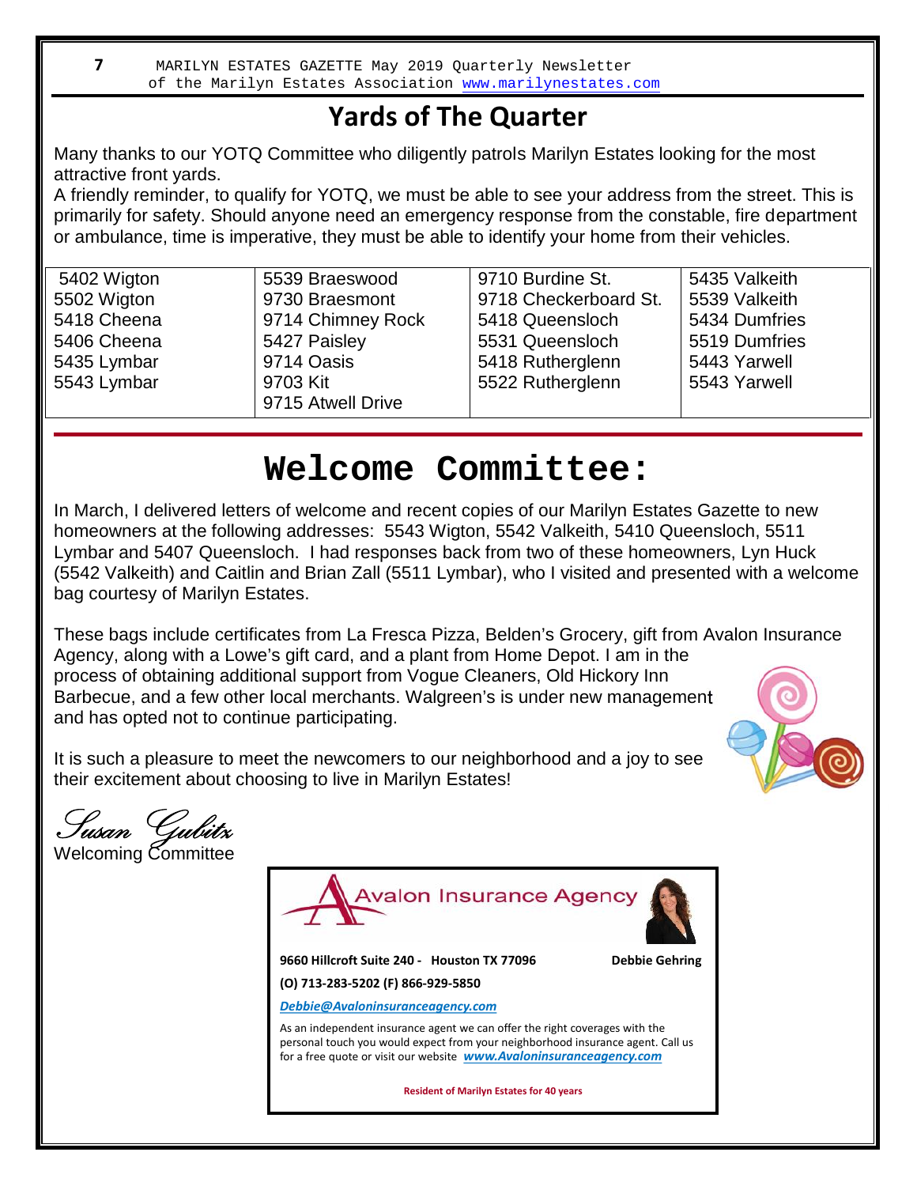## Yards of The Quarter

Many thanks to our YOTQ Committee who diligently patrols Marilyn Estates looking for the most attractive front yards.
A friendly reminder, to qualify for YOTQ, we must be able to see your address from the street. This is primarily for safety. Should anyone need an emergency response from the constable, fire department or ambulance, time is imperative, they must be able to identify your home from their vehicles.

| | | | |
|---|---|---|---|
| 5402 Wigton | 5539 Braeswood | 9710 Burdine St. | 5435 Valkeith |
| 5502 Wigton | 9730 Braesmont | 9718 Checkerboard St. | 5539 Valkeith |
| 5418 Cheena | 9714 Chimney Rock | 5418 Queensloch | 5434 Dumfries |
| 5406 Cheena | 5427 Paisley | 5531 Queensloch | 5519 Dumfries |
| 5435 Lymbar | 9714 Oasis | 5418 Rutherglenn | 5443 Yarwell |
| 5543 Lymbar | 9703 Kit | 5522 Rutherglenn | 5543 Yarwell |
| | 9715 Atwell Drive | | |

# Welcome Committee:

In March, I delivered letters of welcome and recent copies of our Marilyn Estates Gazette to new homeowners at the following addresses: 5543 Wigton, 5542 Valkeith, 5410 Queensloch, 5511 Lymbar and 5407 Queensloch. I had responses back from two of these homeowners, Lyn Huck (5542 Valkeith) and Caitlin and Brian Zall (5511 Lymbar), who I visited and presented with a welcome bag courtesy of Marilyn Estates.

These bags include certificates from La Fresca Pizza, Belden's Grocery, gift from Avalon Insurance Agency, along with a Lowe's gift card, and a plant from Home Depot. I am in the process of obtaining additional support from Vogue Cleaners, Old Hickory Inn Barbecue, and a few other local merchants. Walgreen's is under new management and has opted not to continue participating.

It is such a pleasure to meet the newcomers to our neighborhood and a joy to see their excitement about choosing to live in Marilyn Estates!

*Susan Gubitz*
Welcoming Committee

**Avalon Insurance Agency**

**9660 Hillcroft Suite 240 - Houston TX 77096** **Debbie Gehring**

**(O) 713-283-5202 (F) 866-929-5850**

***Debbie@Avaloninsuranceagency.com***

As an independent insurance agent we can offer the right coverages with the personal touch you would expect from your neighborhood insurance agent. Call us for a free quote or visit our website ***www.Avaloninsuranceagency.com***

**Resident of Marilyn Estates for 40 years**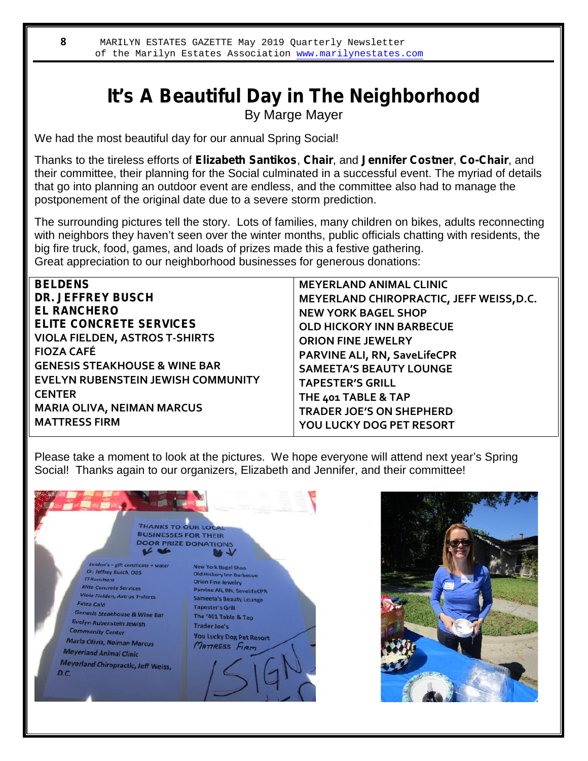# It's A Beautiful Day in The Neighborhood

By Marge Mayer

We had the most beautiful day for our annual Spring Social!

Thanks to the tireless efforts of **Elizabeth Santikos**, **Chair**, and **Jennifer Costner**, **Co-Chair**, and their committee, their planning for the Social culminated in a successful event. The myriad of details that go into planning an outdoor event are endless, and the committee also had to manage the postponement of the original date due to a severe storm prediction.

The surrounding pictures tell the story. Lots of families, many children on bikes, adults reconnecting with neighbors they haven't seen over the winter months, public officials chatting with residents, the big fire truck, food, games, and loads of prizes made this a festive gathering.
Great appreciation to our neighborhood businesses for generous donations:

| | |
|---|---|
| **BELDENS** | **MEYERLAND ANIMAL CLINIC** |
| **DR. JEFFREY BUSCH** | **MEYERLAND CHIROPRACTIC, JEFF WEISS, D.C.** |
| **EL RANCHERO** | **NEW YORK BAGEL SHOP** |
| **ELITE CONCRETE SERVICES** | **OLD HICKORY INN BARBECUE** |
| **VIOLA FIELDEN, ASTROS T-SHIRTS** | **ORION FINE JEWELRY** |
| **FIOZA CAFÉ** | **PARVINE ALI, RN, SaveLifeCPR** |
| **GENESIS STEAKHOUSE & WINE BAR** | **SAMEETA'S BEAUTY LOUNGE** |
| **EVELYN RUBENSTEIN JEWISH COMMUNITY CENTER** | **TAPESTER'S GRILL** |
| **MARIA OLIVA, NEIMAN MARCUS** | **THE 401 TABLE & TAP** |
| **MATTRESS FIRM** | **TRADER JOE'S ON SHEPHERD** |
| | **YOU LUCKY DOG PET RESORT** |

Please take a moment to look at the pictures. We hope everyone will attend next year's Spring Social! Thanks again to our organizers, Elizabeth and Jennifer, and their committee!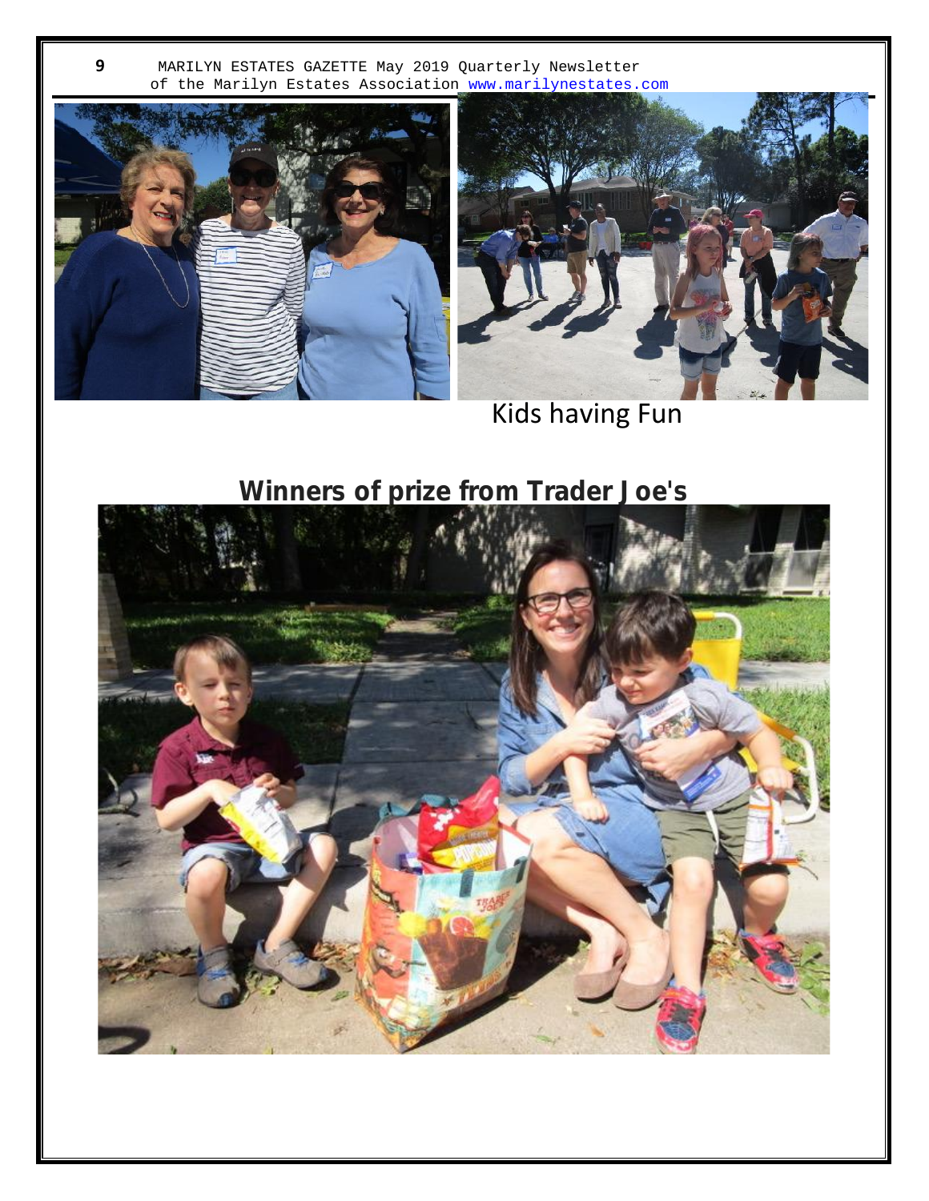Kids having Fun

## Winners of prize from Trader Joe's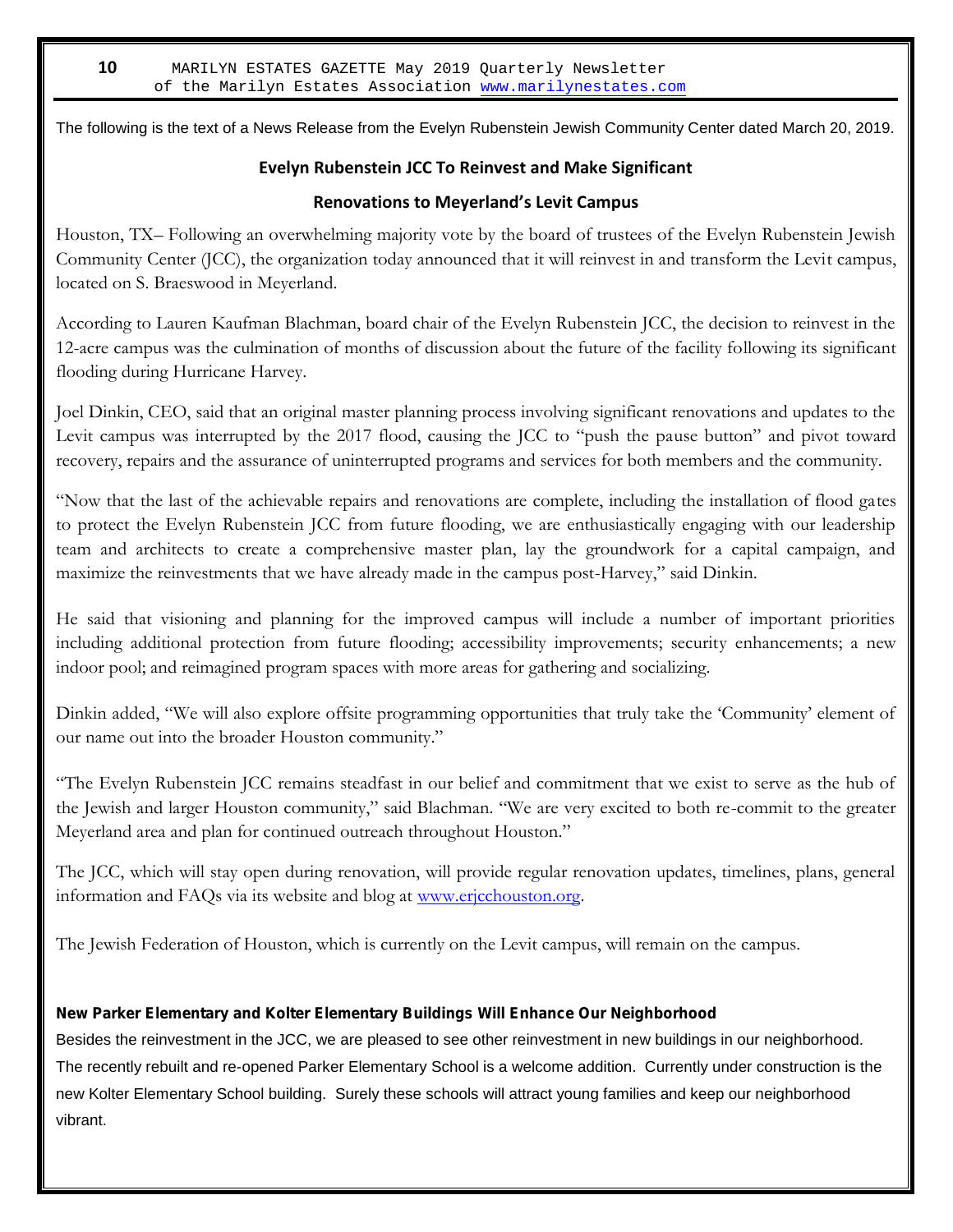The following is the text of a News Release from the Evelyn Rubenstein Jewish Community Center dated March 20, 2019.

## Evelyn Rubenstein JCC To Reinvest and Make Significant Renovations to Meyerland's Levit Campus

Houston, TX– Following an overwhelming majority vote by the board of trustees of the Evelyn Rubenstein Jewish Community Center (JCC), the organization today announced that it will reinvest in and transform the Levit campus, located on S. Braeswood in Meyerland.

According to Lauren Kaufman Blachman, board chair of the Evelyn Rubenstein JCC, the decision to reinvest in the 12-acre campus was the culmination of months of discussion about the future of the facility following its significant flooding during Hurricane Harvey.

Joel Dinkin, CEO, said that an original master planning process involving significant renovations and updates to the Levit campus was interrupted by the 2017 flood, causing the JCC to "push the pause button" and pivot toward recovery, repairs and the assurance of uninterrupted programs and services for both members and the community.

"Now that the last of the achievable repairs and renovations are complete, including the installation of flood gates to protect the Evelyn Rubenstein JCC from future flooding, we are enthusiastically engaging with our leadership team and architects to create a comprehensive master plan, lay the groundwork for a capital campaign, and maximize the reinvestments that we have already made in the campus post-Harvey," said Dinkin.

He said that visioning and planning for the improved campus will include a number of important priorities including additional protection from future flooding; accessibility improvements; security enhancements; a new indoor pool; and reimagined program spaces with more areas for gathering and socializing.

Dinkin added, "We will also explore offsite programming opportunities that truly take the 'Community' element of our name out into the broader Houston community."

"The Evelyn Rubenstein JCC remains steadfast in our belief and commitment that we exist to serve as the hub of the Jewish and larger Houston community," said Blachman. "We are very excited to both re-commit to the greater Meyerland area and plan for continued outreach throughout Houston."

The JCC, which will stay open during renovation, will provide regular renovation updates, timelines, plans, general information and FAQs via its website and blog at www.erjcchouston.org.

The Jewish Federation of Houston, which is currently on the Levit campus, will remain on the campus.

### New Parker Elementary and Kolter Elementary Buildings Will Enhance Our Neighborhood

Besides the reinvestment in the JCC, we are pleased to see other reinvestment in new buildings in our neighborhood. The recently rebuilt and re-opened Parker Elementary School is a welcome addition. Currently under construction is the new Kolter Elementary School building. Surely these schools will attract young families and keep our neighborhood vibrant.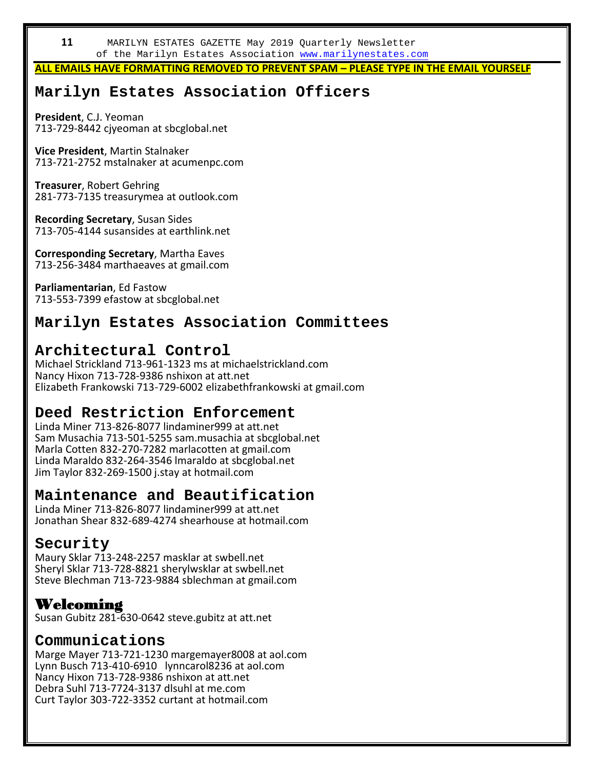**ALL EMAILS HAVE FORMATTING REMOVED TO PREVENT SPAM – PLEASE TYPE IN THE EMAIL YOURSELF**

# Marilyn Estates Association Officers

**President**, C.J. Yeoman
713-729-8442 cjyeoman at sbcglobal.net

**Vice President**, Martin Stalnaker
713-721-2752 mstalnaker at acumenpc.com

**Treasurer**, Robert Gehring
281-773-7135 treasurymea at outlook.com

**Recording Secretary**, Susan Sides
713-705-4144 susansides at earthlink.net

**Corresponding Secretary**, Martha Eaves
713-256-3484 marthaeaves at gmail.com

**Parliamentarian**, Ed Fastow
713-553-7399 efastow at sbcglobal.net

# Marilyn Estates Association Committees

## Architectural Control

Michael Strickland 713-961-1323 ms at michaelstrickland.com
Nancy Hixon 713-728-9386 nshixon at att.net
Elizabeth Frankowski 713-729-6002 elizabethfrankowski at gmail.com

## Deed Restriction Enforcement

Linda Miner 713-826-8077 lindaminer999 at att.net
Sam Musachia 713-501-5255 sam.musachia at sbcglobal.net
Marla Cotten 832-270-7282 marlacotten at gmail.com
Linda Maraldo 832-264-3546 lmaraldo at sbcglobal.net
Jim Taylor 832-269-1500 j.stay at hotmail.com

## Maintenance and Beautification

Linda Miner 713-826-8077 lindaminer999 at att.net
Jonathan Shear 832-689-4274 shearhouse at hotmail.com

## Security

Maury Sklar 713-248-2257 masklar at swbell.net
Sheryl Sklar 713-728-8821 sherylwsklar at swbell.net
Steve Blechman 713-723-9884 sblechman at gmail.com

## Welcoming

Susan Gubitz 281-630-0642 steve.gubitz at att.net

## Communications

Marge Mayer 713-721-1230 margemayer8008 at aol.com
Lynn Busch 713-410-6910 lynncarol8236 at aol.com
Nancy Hixon 713-728-9386 nshixon at att.net
Debra Suhl 713-7724-3137 dlsuhl at me.com
Curt Taylor 303-722-3352 curtant at hotmail.com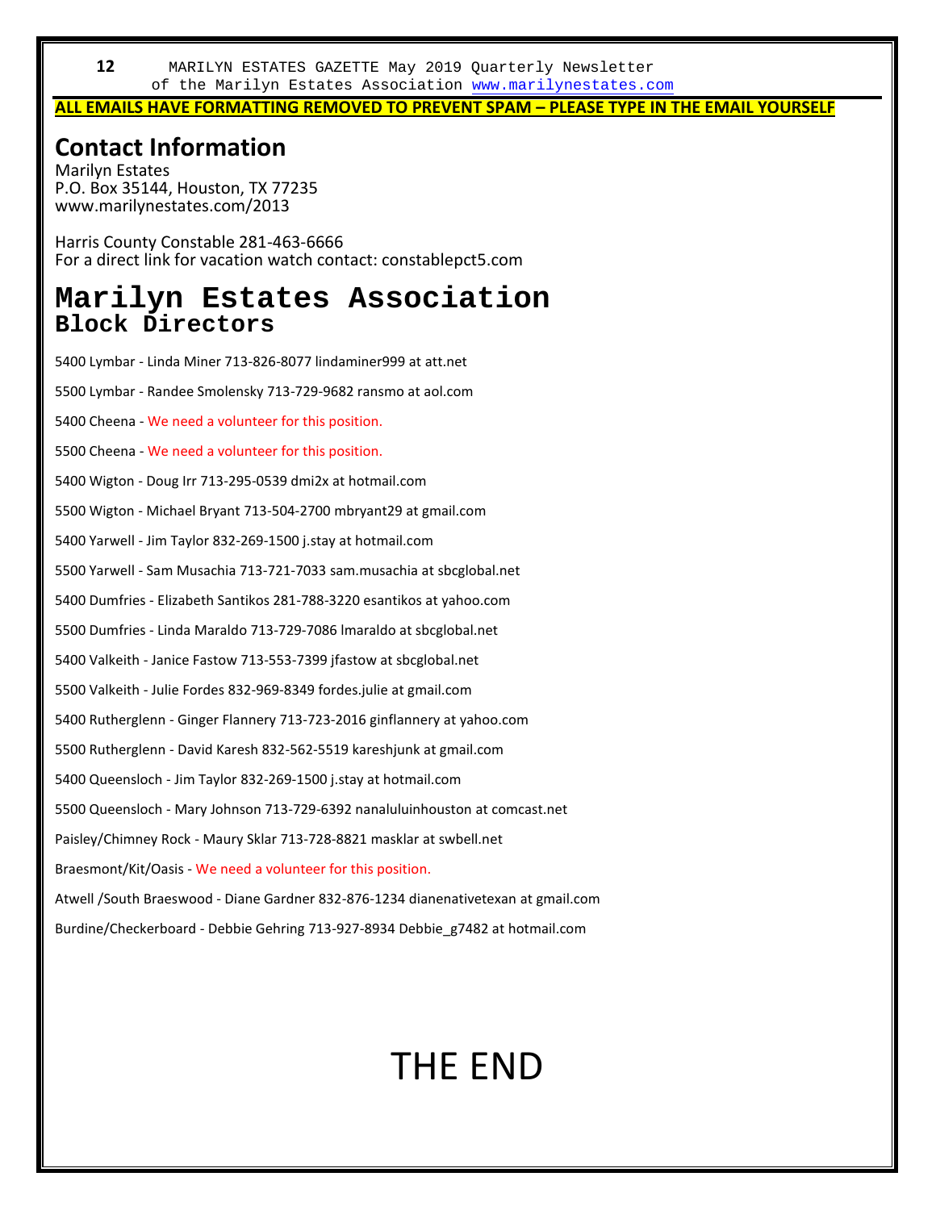**ALL EMAILS HAVE FORMATTING REMOVED TO PREVENT SPAM – PLEASE TYPE IN THE EMAIL YOURSELF**

## Contact Information

Marilyn Estates
P.O. Box 35144, Houston, TX 77235
www.marilynestates.com/2013

Harris County Constable 281-463-6666
For a direct link for vacation watch contact: constablepct5.com

# Marilyn Estates Association
### Block Directors

5400 Lymbar - Linda Miner 713-826-8077 lindaminer999 at att.net

5500 Lymbar - Randee Smolensky 713-729-9682 ransmo at aol.com

5400 Cheena - We need a volunteer for this position.

5500 Cheena - We need a volunteer for this position.

5400 Wigton - Doug Irr 713-295-0539 dmi2x at hotmail.com

5500 Wigton - Michael Bryant 713-504-2700 mbryant29 at gmail.com

5400 Yarwell - Jim Taylor 832-269-1500 j.stay at hotmail.com

5500 Yarwell - Sam Musachia 713-721-7033 sam.musachia at sbcglobal.net

5400 Dumfries - Elizabeth Santikos 281-788-3220 esantikos at yahoo.com

5500 Dumfries - Linda Maraldo 713-729-7086 lmaraldo at sbcglobal.net

5400 Valkeith - Janice Fastow 713-553-7399 jfastow at sbcglobal.net

5500 Valkeith - Julie Fordes 832-969-8349 fordes.julie at gmail.com

5400 Rutherglenn - Ginger Flannery 713-723-2016 ginflannery at yahoo.com

5500 Rutherglenn - David Karesh 832-562-5519 kareshjunk at gmail.com

5400 Queensloch - Jim Taylor 832-269-1500 j.stay at hotmail.com

5500 Queensloch - Mary Johnson 713-729-6392 nanaluluinhouston at comcast.net

Paisley/Chimney Rock - Maury Sklar 713-728-8821 masklar at swbell.net

Braesmont/Kit/Oasis - We need a volunteer for this position.

Atwell /South Braeswood - Diane Gardner 832-876-1234 dianenativetexan at gmail.com

Burdine/Checkerboard - Debbie Gehring 713-927-8934 Debbie_g7482 at hotmail.com

THE END